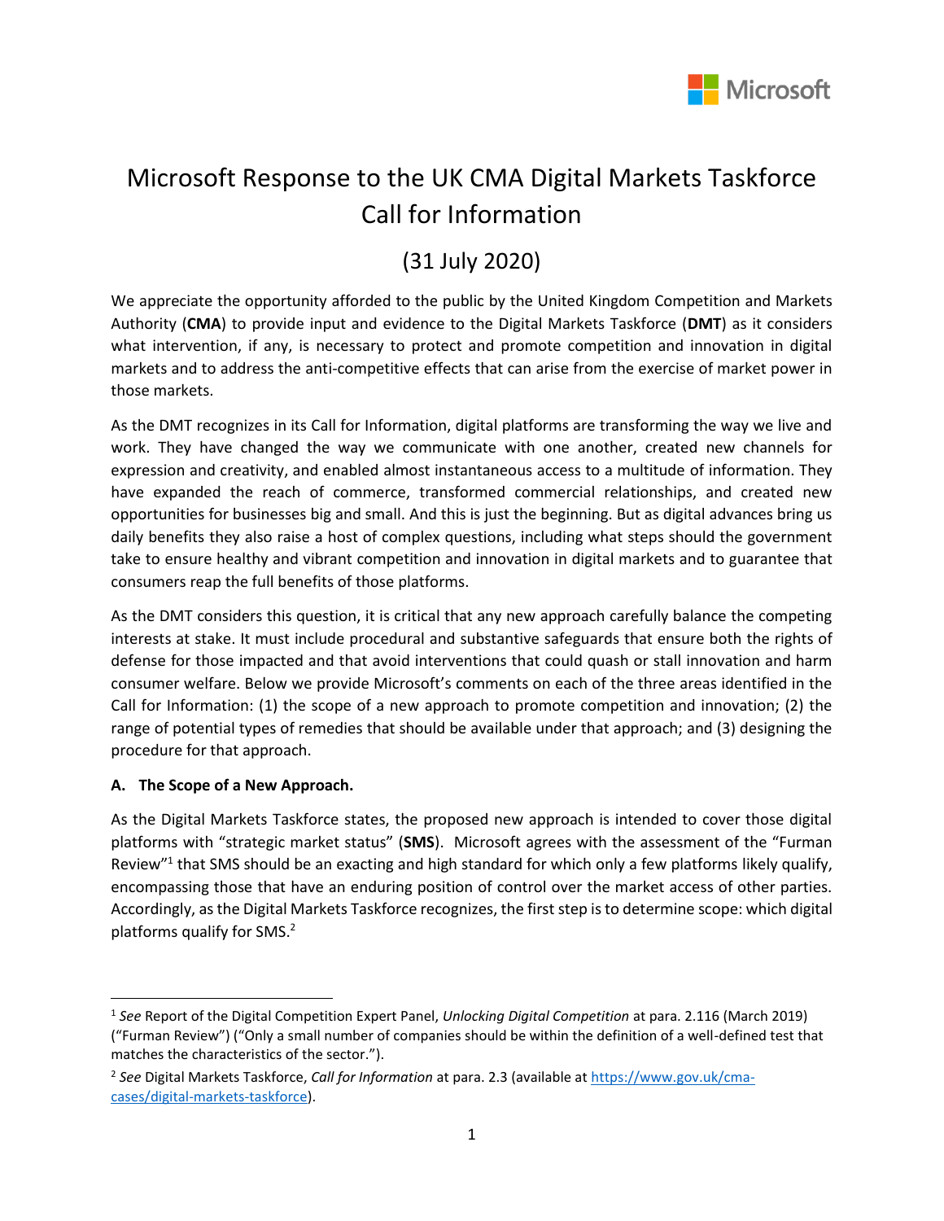# Microsoft Response to the UK CMA Digital Markets Taskforce Call for Information

## (31 July 2020)

We appreciate the opportunity afforded to the public by the United Kingdom Competition and Markets Authority (**CMA**) to provide input and evidence to the Digital Markets Taskforce (**DMT**) as it considers what intervention, if any, is necessary to protect and promote competition and innovation in digital markets and to address the anti-competitive effects that can arise from the exercise of market power in those markets.

As the DMT recognizes in its Call for Information, digital platforms are transforming the way we live and work. They have changed the way we communicate with one another, created new channels for expression and creativity, and enabled almost instantaneous access to a multitude of information. They have expanded the reach of commerce, transformed commercial relationships, and created new opportunities for businesses big and small. And this is just the beginning. But as digital advances bring us daily benefits they also raise a host of complex questions, including what steps should the government take to ensure healthy and vibrant competition and innovation in digital markets and to guarantee that consumers reap the full benefits of those platforms.

As the DMT considers this question, it is critical that any new approach carefully balance the competing interests at stake. It must include procedural and substantive safeguards that ensure both the rights of defense for those impacted and that avoid interventions that could quash or stall innovation and harm consumer welfare. Below we provide Microsoft's comments on each of the three areas identified in the Call for Information: (1) the scope of a new approach to promote competition and innovation; (2) the range of potential types of remedies that should be available under that approach; and (3) designing the procedure for that approach.

**A. The Scope of a New Approach.**

As the Digital Markets Taskforce states, the proposed new approach is intended to cover those digital platforms with "strategic market status" (**SMS**). Microsoft agrees with the assessment of the "Furman Review"[1] that SMS should be an exacting and high standard for which only a few platforms likely qualify, encompassing those that have an enduring position of control over the market access of other parties. Accordingly, as the Digital Markets Taskforce recognizes, the first step is to determine scope: which digital platforms qualify for SMS.[2]

---

[1] *See* Report of the Digital Competition Expert Panel, *Unlocking Digital Competition* at para. 2.116 (March 2019) ("Furman Review") ("Only a small number of companies should be within the definition of a well-defined test that matches the characteristics of the sector.").

[2] *See* Digital Markets Taskforce, *Call for Information* at para. 2.3 (available at [https://www.gov.uk/cma-cases/digital-markets-taskforce](https://www.gov.uk/cma-cases/digital-markets-taskforce)).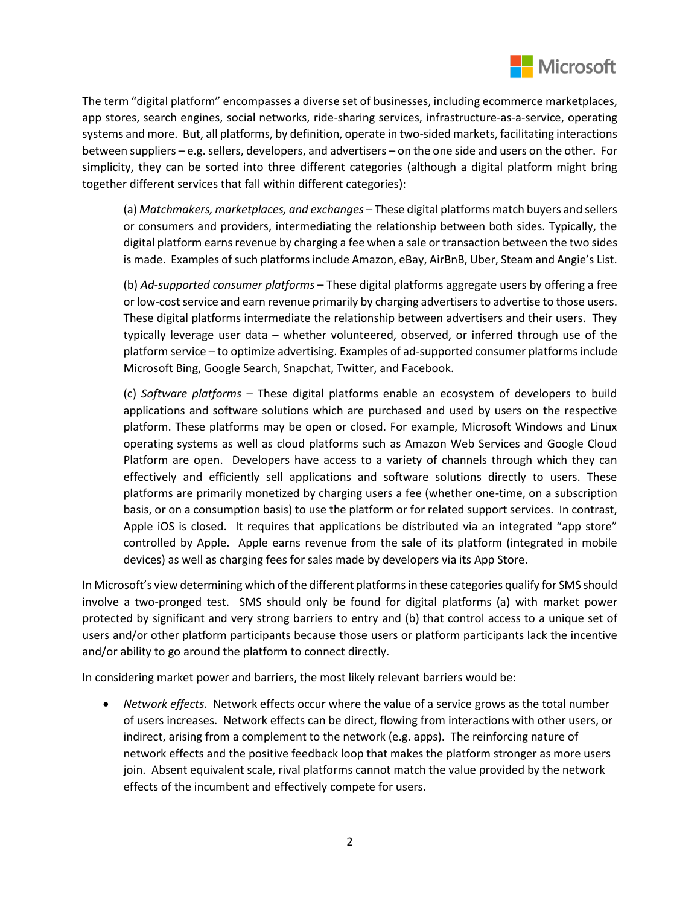The term "digital platform" encompasses a diverse set of businesses, including ecommerce marketplaces, app stores, search engines, social networks, ride-sharing services, infrastructure-as-a-service, operating systems and more. But, all platforms, by definition, operate in two-sided markets, facilitating interactions between suppliers – e.g. sellers, developers, and advertisers – on the one side and users on the other. For simplicity, they can be sorted into three different categories (although a digital platform might bring together different services that fall within different categories):

> (a) *Matchmakers, marketplaces, and exchanges* – These digital platforms match buyers and sellers or consumers and providers, intermediating the relationship between both sides. Typically, the digital platform earns revenue by charging a fee when a sale or transaction between the two sides is made. Examples of such platforms include Amazon, eBay, AirBnB, Uber, Steam and Angie's List.
>
> (b) *Ad-supported consumer platforms* – These digital platforms aggregate users by offering a free or low-cost service and earn revenue primarily by charging advertisers to advertise to those users. These digital platforms intermediate the relationship between advertisers and their users. They typically leverage user data – whether volunteered, observed, or inferred through use of the platform service – to optimize advertising. Examples of ad-supported consumer platforms include Microsoft Bing, Google Search, Snapchat, Twitter, and Facebook.
>
> (c) *Software platforms* – These digital platforms enable an ecosystem of developers to build applications and software solutions which are purchased and used by users on the respective platform. These platforms may be open or closed. For example, Microsoft Windows and Linux operating systems as well as cloud platforms such as Amazon Web Services and Google Cloud Platform are open. Developers have access to a variety of channels through which they can effectively and efficiently sell applications and software solutions directly to users. These platforms are primarily monetized by charging users a fee (whether one-time, on a subscription basis, or on a consumption basis) to use the platform or for related support services. In contrast, Apple iOS is closed. It requires that applications be distributed via an integrated "app store" controlled by Apple. Apple earns revenue from the sale of its platform (integrated in mobile devices) as well as charging fees for sales made by developers via its App Store.

In Microsoft's view determining which of the different platforms in these categories qualify for SMS should involve a two-pronged test. SMS should only be found for digital platforms (a) with market power protected by significant and very strong barriers to entry and (b) that control access to a unique set of users and/or other platform participants because those users or platform participants lack the incentive and/or ability to go around the platform to connect directly.

In considering market power and barriers, the most likely relevant barriers would be:

- *Network effects.* Network effects occur where the value of a service grows as the total number of users increases. Network effects can be direct, flowing from interactions with other users, or indirect, arising from a complement to the network (e.g. apps). The reinforcing nature of network effects and the positive feedback loop that makes the platform stronger as more users join. Absent equivalent scale, rival platforms cannot match the value provided by the network effects of the incumbent and effectively compete for users.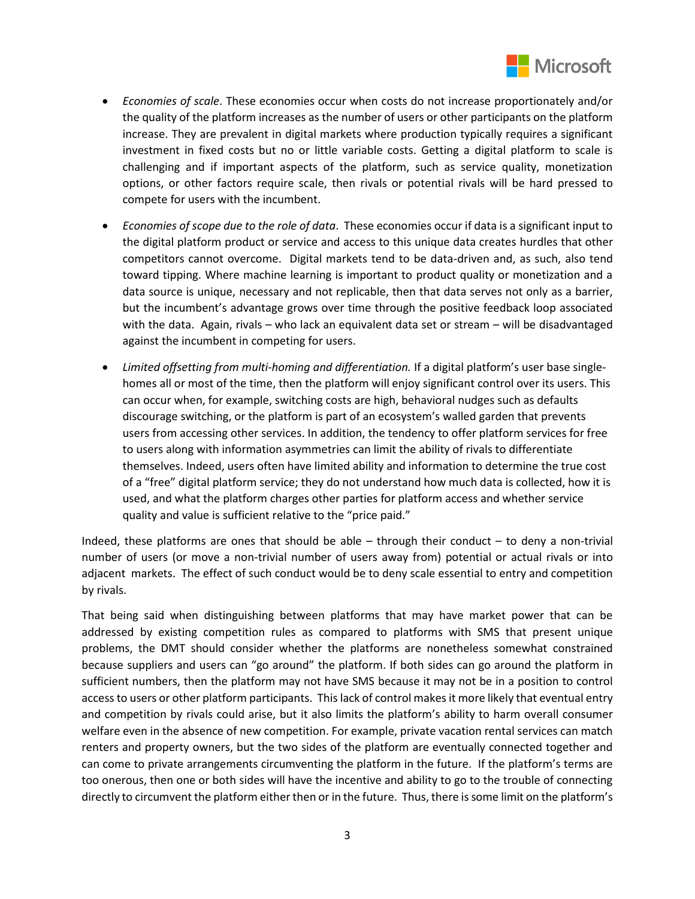- *Economies of scale*. These economies occur when costs do not increase proportionately and/or the quality of the platform increases as the number of users or other participants on the platform increase. They are prevalent in digital markets where production typically requires a significant investment in fixed costs but no or little variable costs. Getting a digital platform to scale is challenging and if important aspects of the platform, such as service quality, monetization options, or other factors require scale, then rivals or potential rivals will be hard pressed to compete for users with the incumbent.

- *Economies of scope due to the role of data*. These economies occur if data is a significant input to the digital platform product or service and access to this unique data creates hurdles that other competitors cannot overcome. Digital markets tend to be data-driven and, as such, also tend toward tipping. Where machine learning is important to product quality or monetization and a data source is unique, necessary and not replicable, then that data serves not only as a barrier, but the incumbent's advantage grows over time through the positive feedback loop associated with the data. Again, rivals – who lack an equivalent data set or stream – will be disadvantaged against the incumbent in competing for users.

- *Limited offsetting from multi-homing and differentiation.* If a digital platform's user base single-homes all or most of the time, then the platform will enjoy significant control over its users. This can occur when, for example, switching costs are high, behavioral nudges such as defaults discourage switching, or the platform is part of an ecosystem's walled garden that prevents users from accessing other services. In addition, the tendency to offer platform services for free to users along with information asymmetries can limit the ability of rivals to differentiate themselves. Indeed, users often have limited ability and information to determine the true cost of a "free" digital platform service; they do not understand how much data is collected, how it is used, and what the platform charges other parties for platform access and whether service quality and value is sufficient relative to the "price paid."

Indeed, these platforms are ones that should be able – through their conduct – to deny a non-trivial number of users (or move a non-trivial number of users away from) potential or actual rivals or into adjacent markets. The effect of such conduct would be to deny scale essential to entry and competition by rivals.

That being said when distinguishing between platforms that may have market power that can be addressed by existing competition rules as compared to platforms with SMS that present unique problems, the DMT should consider whether the platforms are nonetheless somewhat constrained because suppliers and users can "go around" the platform. If both sides can go around the platform in sufficient numbers, then the platform may not have SMS because it may not be in a position to control access to users or other platform participants. This lack of control makes it more likely that eventual entry and competition by rivals could arise, but it also limits the platform's ability to harm overall consumer welfare even in the absence of new competition. For example, private vacation rental services can match renters and property owners, but the two sides of the platform are eventually connected together and can come to private arrangements circumventing the platform in the future. If the platform's terms are too onerous, then one or both sides will have the incentive and ability to go to the trouble of connecting directly to circumvent the platform either then or in the future. Thus, there is some limit on the platform's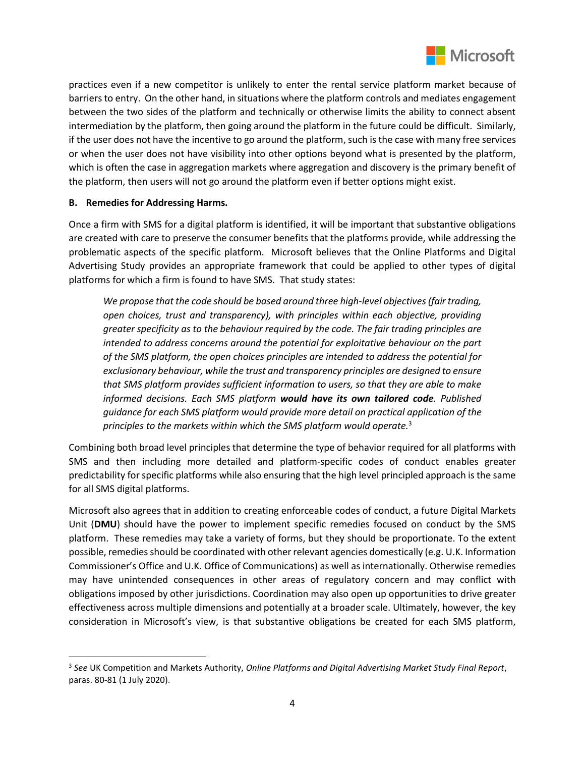practices even if a new competitor is unlikely to enter the rental service platform market because of barriers to entry. On the other hand, in situations where the platform controls and mediates engagement between the two sides of the platform and technically or otherwise limits the ability to connect absent intermediation by the platform, then going around the platform in the future could be difficult. Similarly, if the user does not have the incentive to go around the platform, such is the case with many free services or when the user does not have visibility into other options beyond what is presented by the platform, which is often the case in aggregation markets where aggregation and discovery is the primary benefit of the platform, then users will not go around the platform even if better options might exist.

**B. Remedies for Addressing Harms.**

Once a firm with SMS for a digital platform is identified, it will be important that substantive obligations are created with care to preserve the consumer benefits that the platforms provide, while addressing the problematic aspects of the specific platform. Microsoft believes that the Online Platforms and Digital Advertising Study provides an appropriate framework that could be applied to other types of digital platforms for which a firm is found to have SMS. That study states:

> *We propose that the code should be based around three high-level objectives (fair trading, open choices, trust and transparency), with principles within each objective, providing greater specificity as to the behaviour required by the code. The fair trading principles are intended to address concerns around the potential for exploitative behaviour on the part of the SMS platform, the open choices principles are intended to address the potential for exclusionary behaviour, while the trust and transparency principles are designed to ensure that SMS platform provides sufficient information to users, so that they are able to make informed decisions. Each SMS platform* ***would have its own tailored code****. Published guidance for each SMS platform would provide more detail on practical application of the principles to the markets within which the SMS platform would operate.*[3]

Combining both broad level principles that determine the type of behavior required for all platforms with SMS and then including more detailed and platform-specific codes of conduct enables greater predictability for specific platforms while also ensuring that the high level principled approach is the same for all SMS digital platforms.

Microsoft also agrees that in addition to creating enforceable codes of conduct, a future Digital Markets Unit (**DMU**) should have the power to implement specific remedies focused on conduct by the SMS platform. These remedies may take a variety of forms, but they should be proportionate. To the extent possible, remedies should be coordinated with other relevant agencies domestically (e.g. U.K. Information Commissioner's Office and U.K. Office of Communications) as well as internationally. Otherwise remedies may have unintended consequences in other areas of regulatory concern and may conflict with obligations imposed by other jurisdictions. Coordination may also open up opportunities to drive greater effectiveness across multiple dimensions and potentially at a broader scale. Ultimately, however, the key consideration in Microsoft's view, is that substantive obligations be created for each SMS platform,

---

[3] *See* UK Competition and Markets Authority, *Online Platforms and Digital Advertising Market Study Final Report*, paras. 80-81 (1 July 2020).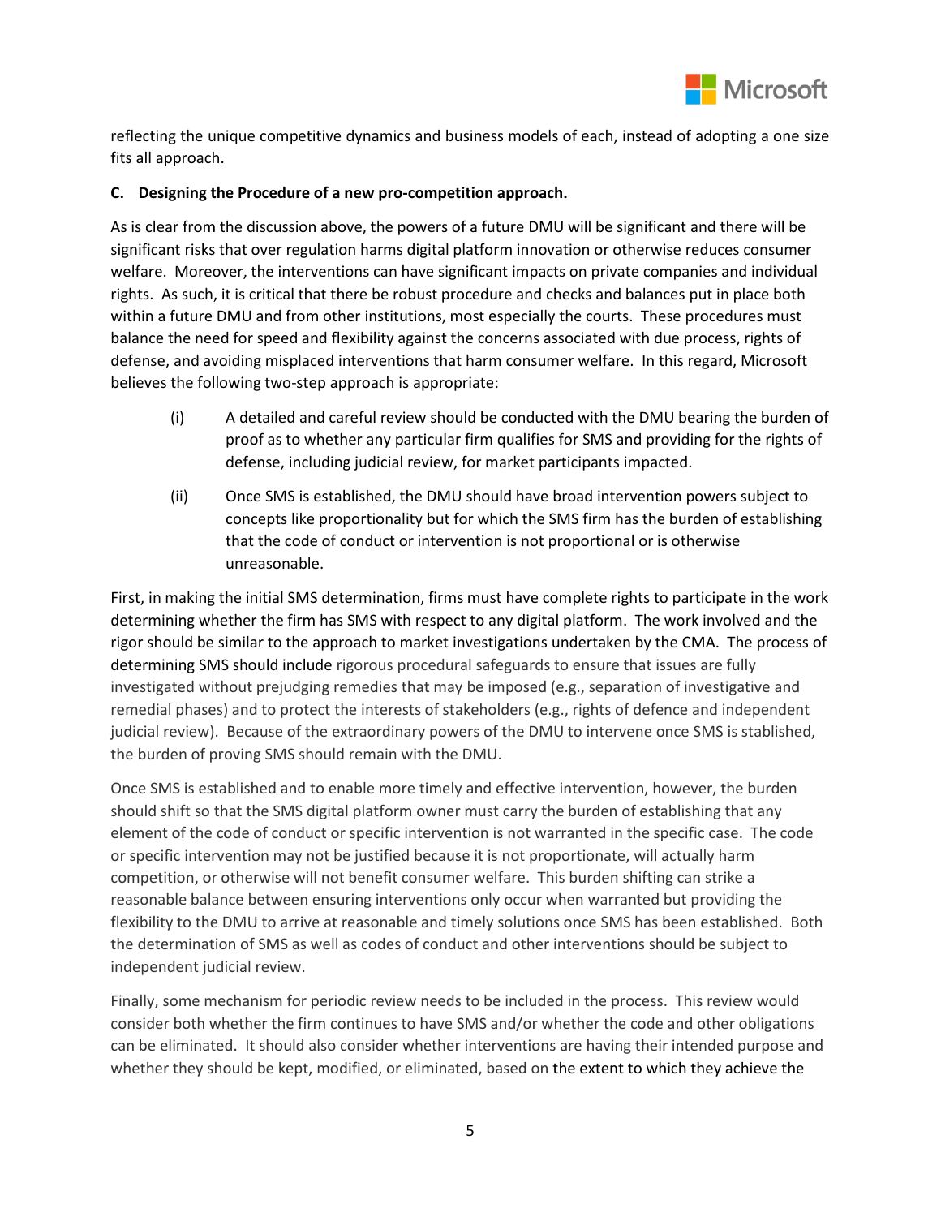reflecting the unique competitive dynamics and business models of each, instead of adopting a one size fits all approach.

**C. Designing the Procedure of a new pro-competition approach.**

As is clear from the discussion above, the powers of a future DMU will be significant and there will be significant risks that over regulation harms digital platform innovation or otherwise reduces consumer welfare. Moreover, the interventions can have significant impacts on private companies and individual rights. As such, it is critical that there be robust procedure and checks and balances put in place both within a future DMU and from other institutions, most especially the courts. These procedures must balance the need for speed and flexibility against the concerns associated with due process, rights of defense, and avoiding misplaced interventions that harm consumer welfare. In this regard, Microsoft believes the following two-step approach is appropriate:

(i) A detailed and careful review should be conducted with the DMU bearing the burden of proof as to whether any particular firm qualifies for SMS and providing for the rights of defense, including judicial review, for market participants impacted.

(ii) Once SMS is established, the DMU should have broad intervention powers subject to concepts like proportionality but for which the SMS firm has the burden of establishing that the code of conduct or intervention is not proportional or is otherwise unreasonable.

First, in making the initial SMS determination, firms must have complete rights to participate in the work determining whether the firm has SMS with respect to any digital platform. The work involved and the rigor should be similar to the approach to market investigations undertaken by the CMA. The process of determining SMS should include rigorous procedural safeguards to ensure that issues are fully investigated without prejudging remedies that may be imposed (e.g., separation of investigative and remedial phases) and to protect the interests of stakeholders (e.g., rights of defence and independent judicial review). Because of the extraordinary powers of the DMU to intervene once SMS is stablished, the burden of proving SMS should remain with the DMU.

Once SMS is established and to enable more timely and effective intervention, however, the burden should shift so that the SMS digital platform owner must carry the burden of establishing that any element of the code of conduct or specific intervention is not warranted in the specific case. The code or specific intervention may not be justified because it is not proportionate, will actually harm competition, or otherwise will not benefit consumer welfare. This burden shifting can strike a reasonable balance between ensuring interventions only occur when warranted but providing the flexibility to the DMU to arrive at reasonable and timely solutions once SMS has been established. Both the determination of SMS as well as codes of conduct and other interventions should be subject to independent judicial review.

Finally, some mechanism for periodic review needs to be included in the process. This review would consider both whether the firm continues to have SMS and/or whether the code and other obligations can be eliminated. It should also consider whether interventions are having their intended purpose and whether they should be kept, modified, or eliminated, based on the extent to which they achieve the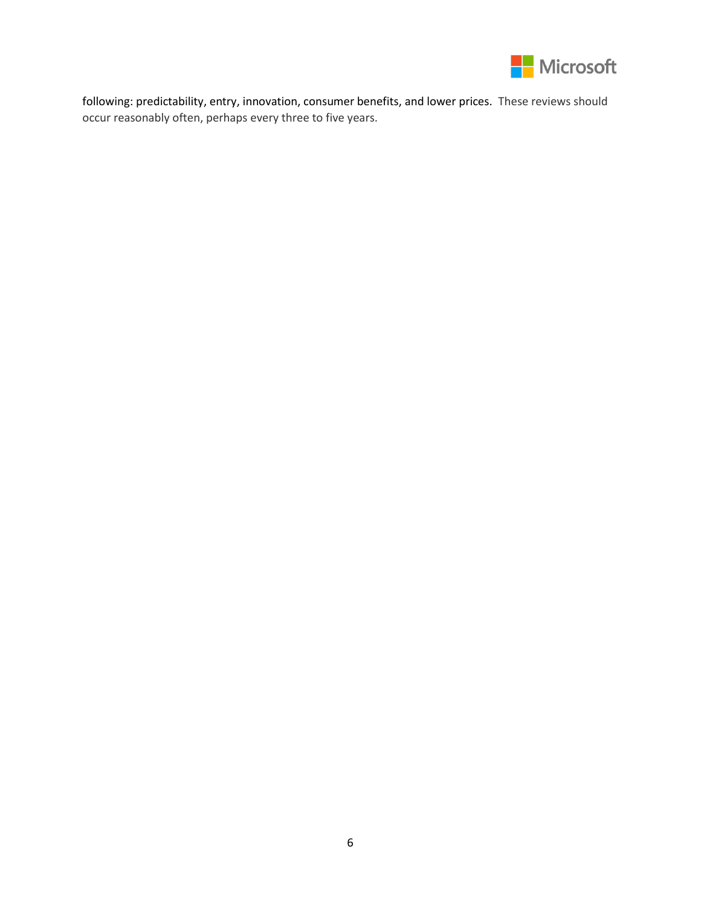following: predictability, entry, innovation, consumer benefits, and lower prices. These reviews should occur reasonably often, perhaps every three to five years.